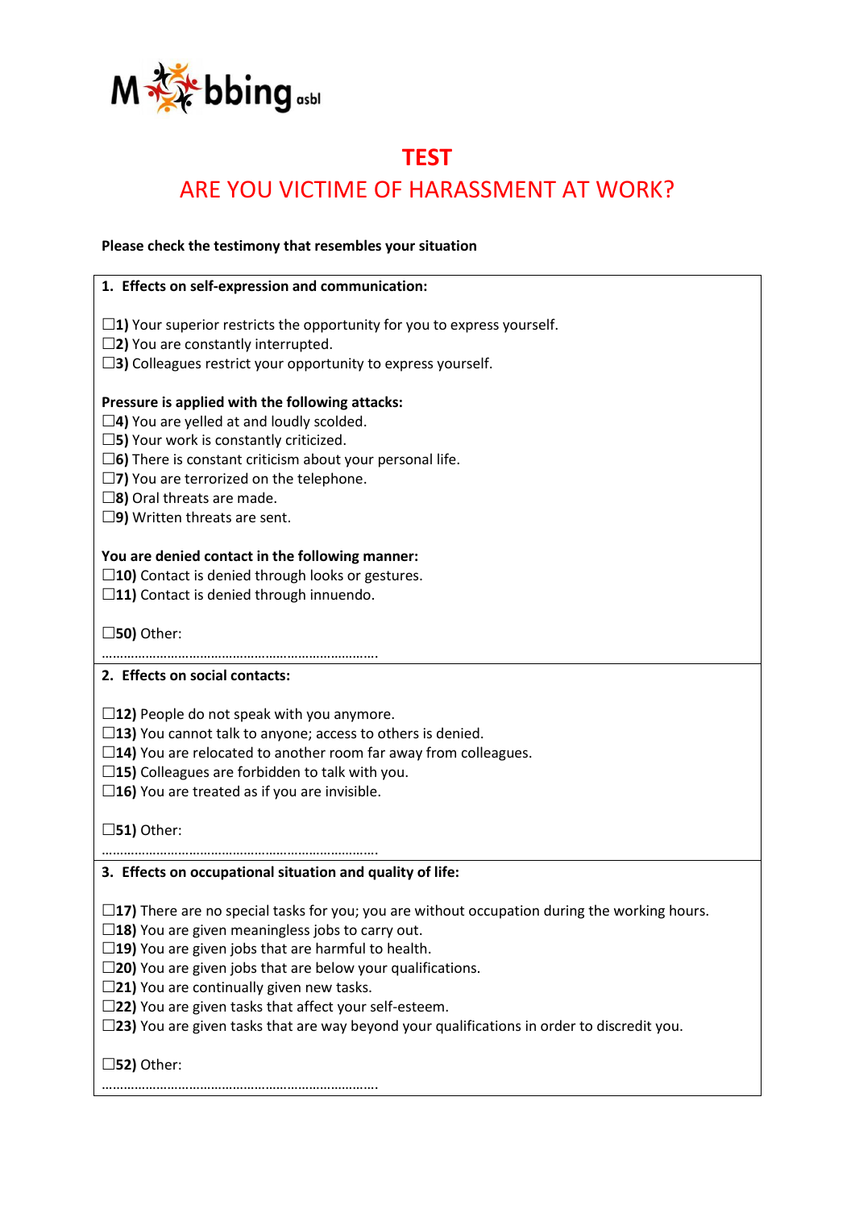Mobbing asbl

# TEST

## ARE YOU VICTIME OF HARASSMENT AT WORK?

**Please check the testimony that resembles your situation**

### 1. Effects on self-expression and communication:

☐**1)** Your superior restricts the opportunity for you to express yourself.
☐**2)** You are constantly interrupted.
☐**3)** Colleagues restrict your opportunity to express yourself.

**Pressure is applied with the following attacks:**
☐**4)** You are yelled at and loudly scolded.
☐**5)** Your work is constantly criticized.
☐**6)** There is constant criticism about your personal life.
☐**7)** You are terrorized on the telephone.
☐**8)** Oral threats are made.
☐**9)** Written threats are sent.

**You are denied contact in the following manner:**
☐**10)** Contact is denied through looks or gestures.
☐**11)** Contact is denied through innuendo.

☐**50)** Other:
…………………………………………………………………

### 2. Effects on social contacts:

☐**12)** People do not speak with you anymore.
☐**13)** You cannot talk to anyone; access to others is denied.
☐**14)** You are relocated to another room far away from colleagues.
☐**15)** Colleagues are forbidden to talk with you.
☐**16)** You are treated as if you are invisible.

☐**51)** Other:
…………………………………………………………………

### 3. Effects on occupational situation and quality of life:

☐**17)** There are no special tasks for you; you are without occupation during the working hours.
☐**18)** You are given meaningless jobs to carry out.
☐**19)** You are given jobs that are harmful to health.
☐**20)** You are given jobs that are below your qualifications.
☐**21)** You are continually given new tasks.
☐**22)** You are given tasks that affect your self-esteem.
☐**23)** You are given tasks that are way beyond your qualifications in order to discredit you.

☐**52)** Other:
…………………………………………………………………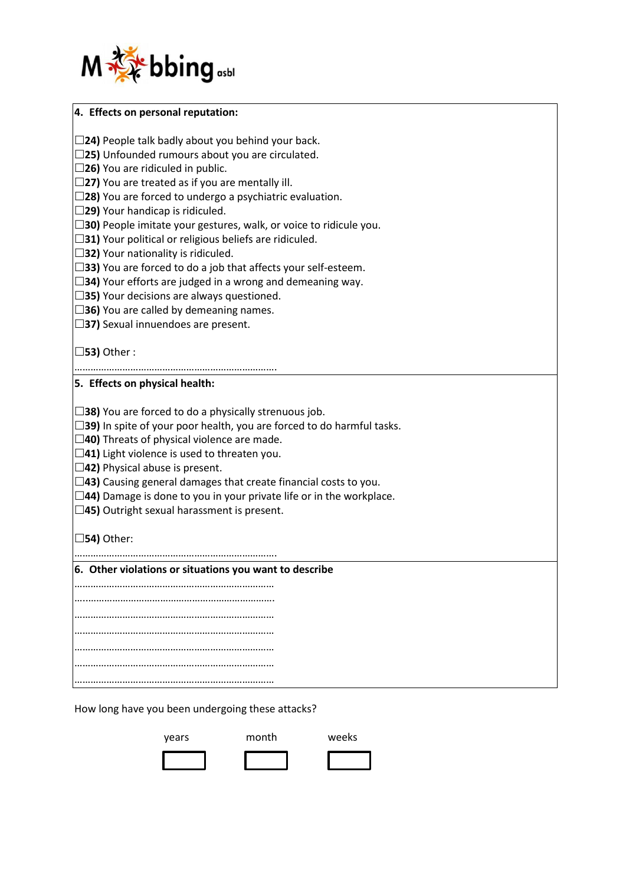**4. Effects on personal reputation:**

☐**24)** People talk badly about you behind your back.
☐**25)** Unfounded rumours about you are circulated.
☐**26)** You are ridiculed in public.
☐**27)** You are treated as if you are mentally ill.
☐**28)** You are forced to undergo a psychiatric evaluation.
☐**29)** Your handicap is ridiculed.
☐**30)** People imitate your gestures, walk, or voice to ridicule you.
☐**31)** Your political or religious beliefs are ridiculed.
☐**32)** Your nationality is ridiculed.
☐**33)** You are forced to do a job that affects your self-esteem.
☐**34)** Your efforts are judged in a wrong and demeaning way.
☐**35)** Your decisions are always questioned.
☐**36)** You are called by demeaning names.
☐**37)** Sexual innuendoes are present.

☐**53)** Other :
…………………………………………………………………

**5. Effects on physical health:**

☐**38)** You are forced to do a physically strenuous job.
☐**39)** In spite of your poor health, you are forced to do harmful tasks.
☐**40)** Threats of physical violence are made.
☐**41)** Light violence is used to threaten you.
☐**42)** Physical abuse is present.
☐**43)** Causing general damages that create financial costs to you.
☐**44)** Damage is done to you in your private life or in the workplace.
☐**45)** Outright sexual harassment is present.

☐**54)** Other:
…………………………………………………………………

**6. Other violations or situations you want to describe**

…………………………………………………………………
…………………………………………………………………
…………………………………………………………………
…………………………………………………………………
…………………………………………………………………
…………………………………………………………………
…………………………………………………………………

How long have you been undergoing these attacks?

| years | month | weeks |
|---|---|---|
| ☐ | ☐ | ☐ |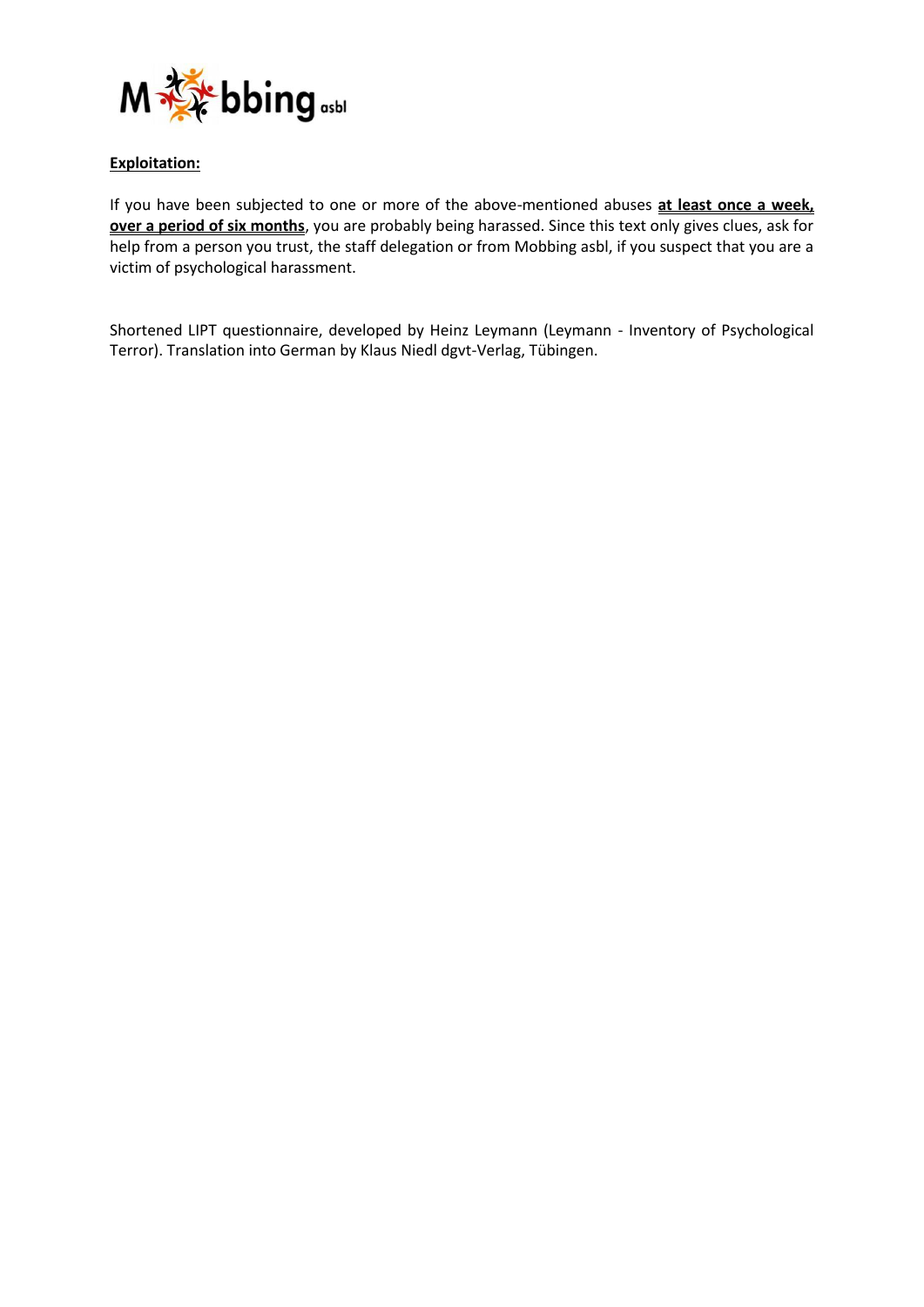**Exploitation:**

If you have been subjected to one or more of the above-mentioned abuses **at least once a week, over a period of six months**, you are probably being harassed. Since this text only gives clues, ask for help from a person you trust, the staff delegation or from Mobbing asbl, if you suspect that you are a victim of psychological harassment.

Shortened LIPT questionnaire, developed by Heinz Leymann (Leymann - Inventory of Psychological Terror). Translation into German by Klaus Niedl dgvt-Verlag, Tübingen.